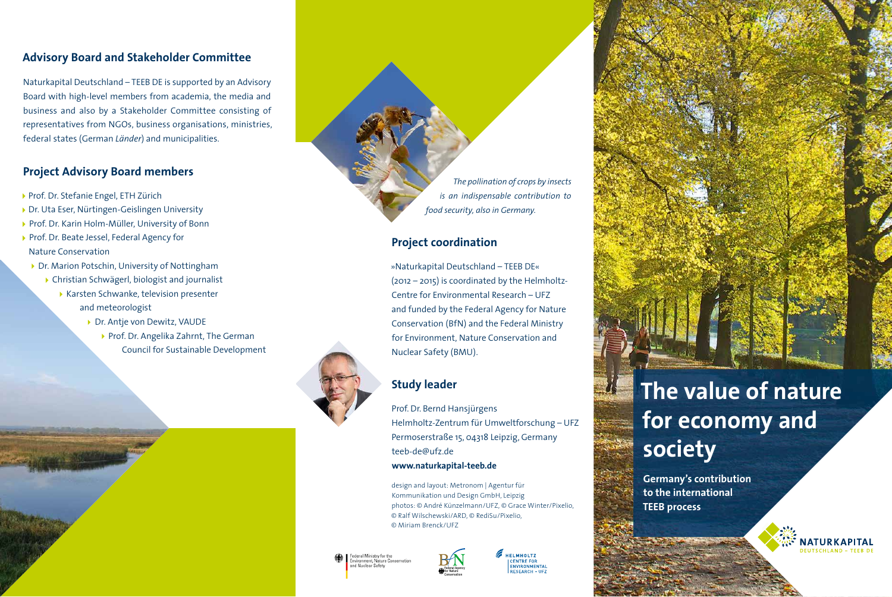## Advisory Board and Stakeholder Committee

Naturkapital Deutschland – TEEB DE is supported by an Advisory Board with high-level members from academia, the media and business and also by a Stakeholder Committee consisting of representatives from NGOs, business organisations, ministries, federal states (German *Länder*) and municipalities.

## Project Advisory Board members

- Prof. Dr. Stefanie Engel, ETH Zürich
- Dr. Uta Eser, Nürtingen-Geislingen University
- Prof. Dr. Karin Holm-Müller, University of Bonn
- Prof. Dr. Beate Jessel, Federal Agency for Nature Conservation
- Dr. Marion Potschin, University of Nottingham
- Christian Schwägerl, biologist and journalist
- Karsten Schwanke, television presenter and meteorologist
- Dr. Antje von Dewitz, VAUDE
- Prof. Dr. Angelika Zahrnt, The German Council for Sustainable Development

*The pollination of crops by insects is an indispensable contribution to food security, also in Germany.*

## Project coordination

»Naturkapital Deutschland – TEEB DE« (2012 – 2015) is coordinated by the Helmholtz-Centre for Environmental Research – UFZ and funded by the Federal Agency for Nature Conservation (BfN) and the Federal Ministry for Environment, Nature Conservation and Nuclear Safety (BMU).

## Study leader

Prof. Dr. Bernd Hansjürgens
Helmholtz-Zentrum für Umweltforschung – UFZ
Permoserstraße 15, 04318 Leipzig, Germany
teeb-de@ufz.de
**www.naturkapital-teeb.de**

design and layout: Metronom | Agentur für Kommunikation und Design GmbH, Leipzig
photos: © André Künzelmann/UFZ, © Grace Winter/Pixelio, © Ralf Wilschewski/ARD, © RediSu/Pixelio, © Miriam Brenck/UFZ

Federal Ministry for the Environment, Nature Conservation and Nuclear Safety

BfN Federal Agency for Nature Conservation

HELMHOLTZ CENTRE FOR ENVIRONMENTAL RESEARCH – UFZ

# The value of nature for economy and society

**Germany's contribution to the international TEEB process**

NATURKAPITAL DEUTSCHLAND – TEEB DE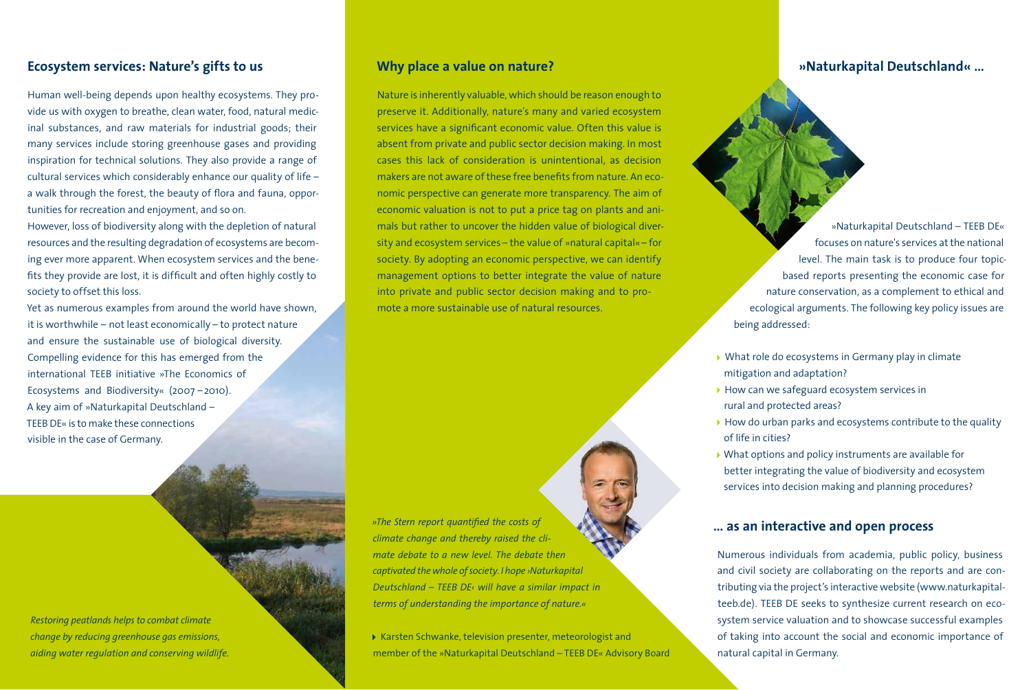## Ecosystem services: Nature's gifts to us

Human well-being depends upon healthy ecosystems. They provide us with oxygen to breathe, clean water, food, natural medicinal substances, and raw materials for industrial goods; their many services include storing greenhouse gases and providing inspiration for technical solutions. They also provide a range of cultural services which considerably enhance our quality of life – a walk through the forest, the beauty of flora and fauna, opportunities for recreation and enjoyment, and so on.

However, loss of biodiversity along with the depletion of natural resources and the resulting degradation of ecosystems are becoming ever more apparent. When ecosystem services and the benefits they provide are lost, it is difficult and often highly costly to society to offset this loss.

Yet as numerous examples from around the world have shown, it is worthwhile – not least economically – to protect nature and ensure the sustainable use of biological diversity. Compelling evidence for this has emerged from the international TEEB initiative »The Economics of Ecosystems and Biodiversity« (2007 – 2010). A key aim of »Naturkapital Deutschland – TEEB DE« is to make these connections visible in the case of Germany.

*Restoring peatlands helps to combat climate change by reducing greenhouse gas emissions, aiding water regulation and conserving wildlife.*

## Why place a value on nature?

Nature is inherently valuable, which should be reason enough to preserve it. Additionally, nature's many and varied ecosystem services have a significant economic value. Often this value is absent from private and public sector decision making. In most cases this lack of consideration is unintentional, as decision makers are not aware of these free benefits from nature. An economic perspective can generate more transparency. The aim of economic valuation is not to put a price tag on plants and animals but rather to uncover the hidden value of biological diversity and ecosystem services – the value of »natural capital« – for society. By adopting an economic perspective, we can identify management options to better integrate the value of nature into private and public sector decision making and to promote a more sustainable use of natural resources.

*»The Stern report quantified the costs of climate change and thereby raised the climate debate to a new level. The debate then captivated the whole of society. I hope ›Naturkapital Deutschland – TEEB DE‹ will have a similar impact in terms of understanding the importance of nature.«*

Karsten Schwanke, television presenter, meteorologist and member of the »Naturkapital Deutschland – TEEB DE« Advisory Board

## »Naturkapital Deutschland« ...

»Naturkapital Deutschland – TEEB DE« focuses on nature's services at the national level. The main task is to produce four topic-based reports presenting the economic case for nature conservation, as a complement to ethical and ecological arguments. The following key policy issues are being addressed:

- What role do ecosystems in Germany play in climate mitigation and adaptation?
- How can we safeguard ecosystem services in rural and protected areas?
- How do urban parks and ecosystems contribute to the quality of life in cities?
- What options and policy instruments are available for better integrating the value of biodiversity and ecosystem services into decision making and planning procedures?

## ... as an interactive and open process

Numerous individuals from academia, public policy, business and civil society are collaborating on the reports and are contributing via the project's interactive website (www.naturkapital-teeb.de). TEEB DE seeks to synthesize current research on ecosystem service valuation and to showcase successful examples of taking into account the social and economic importance of natural capital in Germany.